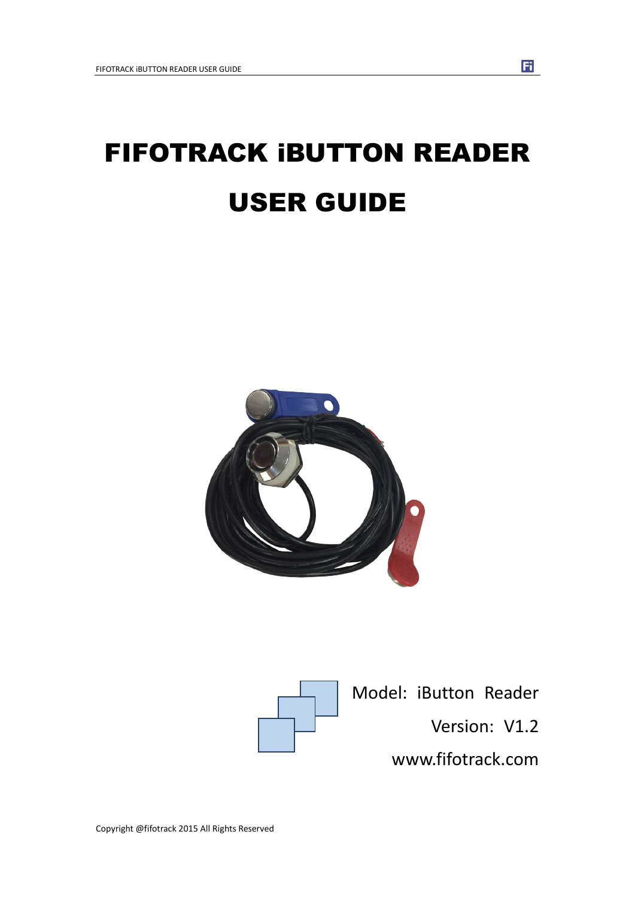# FIFOTRACK iBUTTON READER USER GUIDE

Model: iButton Reader

Version: V1.2

www.fifotrack.com

Copyright @fifotrack 2015 All Rights Reserved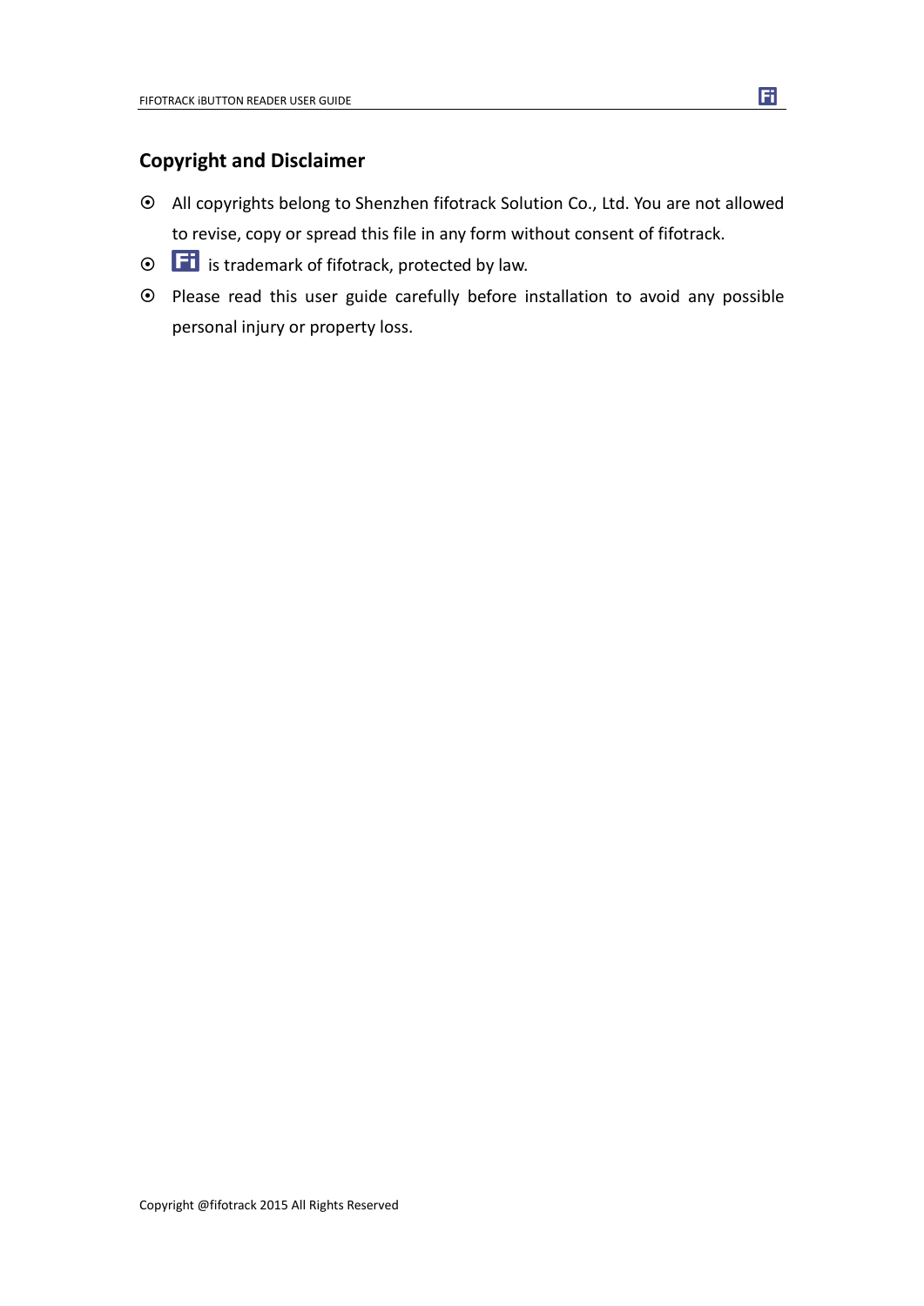## Copyright and Disclaimer

- All copyrights belong to Shenzhen fifotrack Solution Co., Ltd. You are not allowed to revise, copy or spread this file in any form without consent of fifotrack.
- Fi is trademark of fifotrack, protected by law.
- Please read this user guide carefully before installation to avoid any possible personal injury or property loss.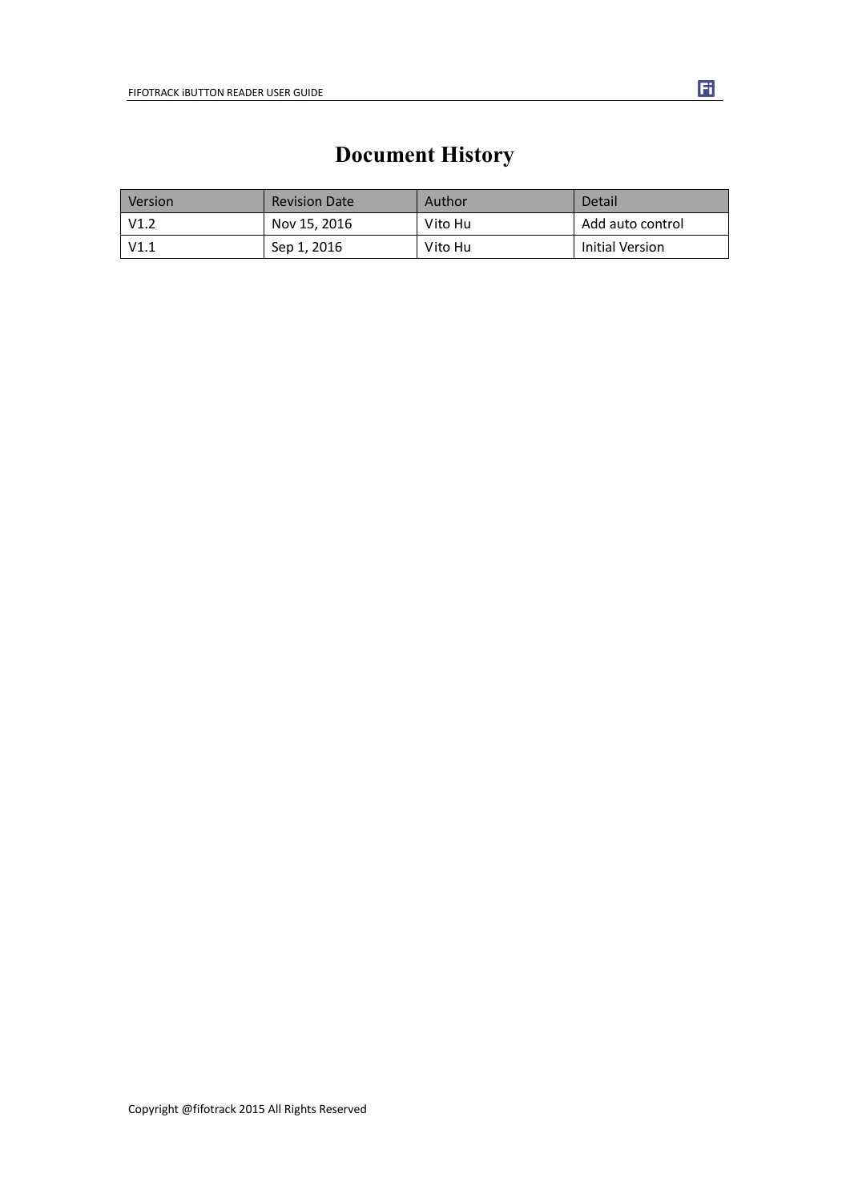# Document History

| Version | Revision Date | Author | Detail |
| --- | --- | --- | --- |
| V1.2 | Nov 15, 2016 | Vito Hu | Add auto control |
| V1.1 | Sep 1, 2016 | Vito Hu | Initial Version |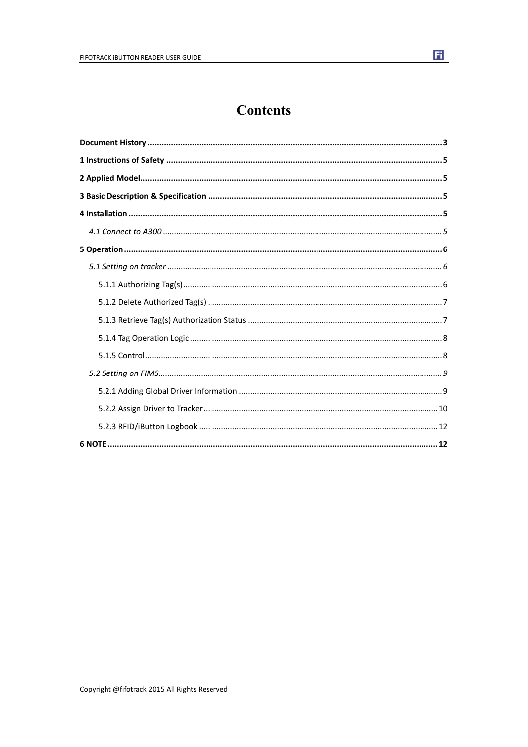# Contents

**Document History** .......... 3

**1 Instructions of Safety** .......... 5

**2 Applied Model** .......... 5

**3 Basic Description & Specification** .......... 5

**4 Installation** .......... 5

- *4.1 Connect to A300* .......... 5

**5 Operation** .......... 6

- *5.1 Setting on tracker* .......... 6
    - 5.1.1 Authorizing Tag(s) .......... 6
    - 5.1.2 Delete Authorized Tag(s) .......... 7
    - 5.1.3 Retrieve Tag(s) Authorization Status .......... 7
    - 5.1.4 Tag Operation Logic .......... 8
    - 5.1.5 Control .......... 8
- *5.2 Setting on FIMS* .......... 9
    - 5.2.1 Adding Global Driver Information .......... 9
    - 5.2.2 Assign Driver to Tracker .......... 10
    - 5.2.3 RFID/iButton Logbook .......... 12

**6 NOTE** .......... 12

Copyright @fifotrack 2015 All Rights Reserved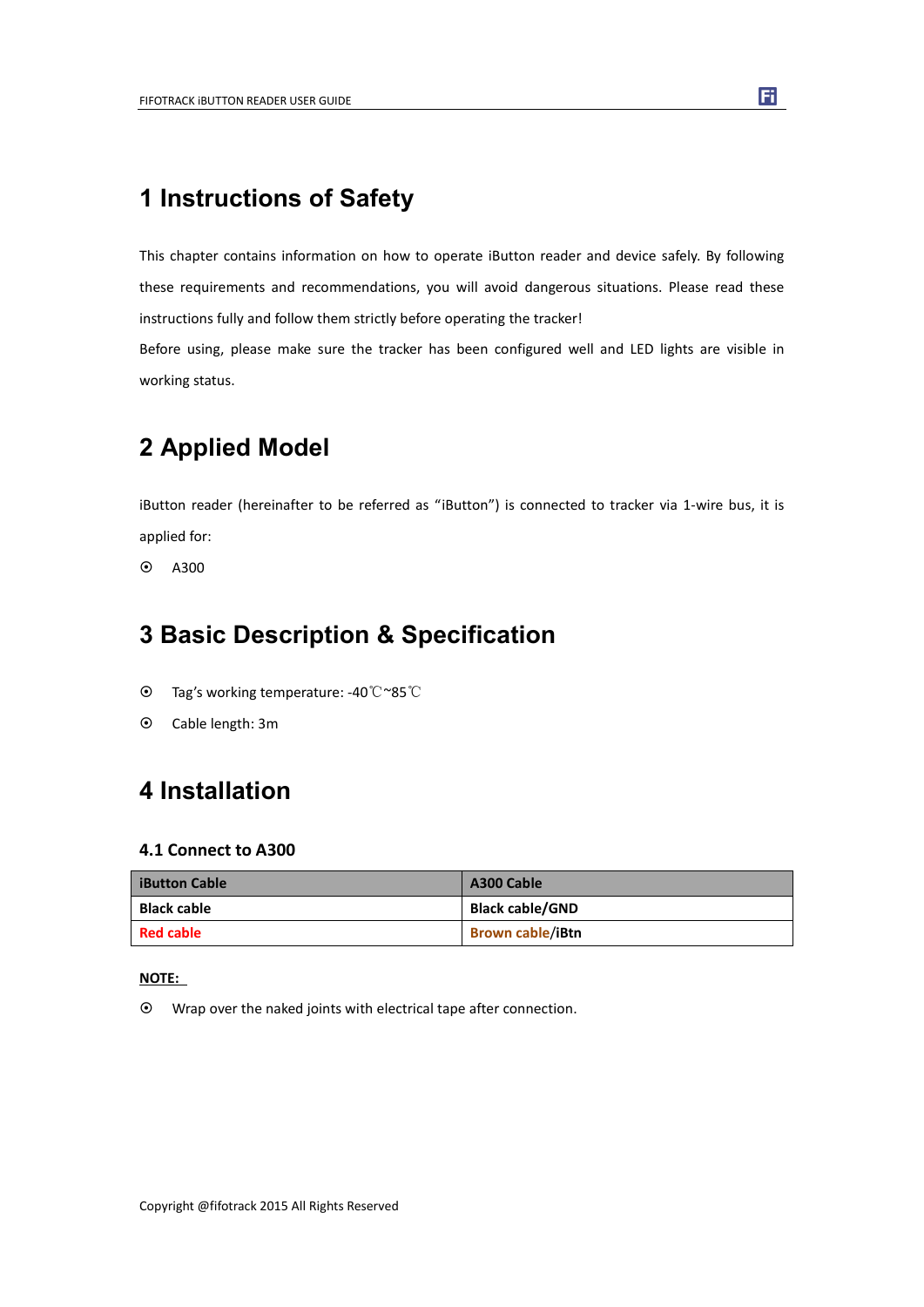# 1 Instructions of Safety

This chapter contains information on how to operate iButton reader and device safely. By following these requirements and recommendations, you will avoid dangerous situations. Please read these instructions fully and follow them strictly before operating the tracker!

Before using, please make sure the tracker has been configured well and LED lights are visible in working status.

# 2 Applied Model

iButton reader (hereinafter to be referred as "iButton") is connected to tracker via 1-wire bus, it is applied for:

- A300

# 3 Basic Description & Specification

- Tag's working temperature: -40℃~85℃
- Cable length: 3m

# 4 Installation

## 4.1 Connect to A300

| iButton Cable | A300 Cable |
| --- | --- |
| **Black cable** | **Black cable/GND** |
| **Red cable** | **Brown cable/iBtn** |

**NOTE:**

- Wrap over the naked joints with electrical tape after connection.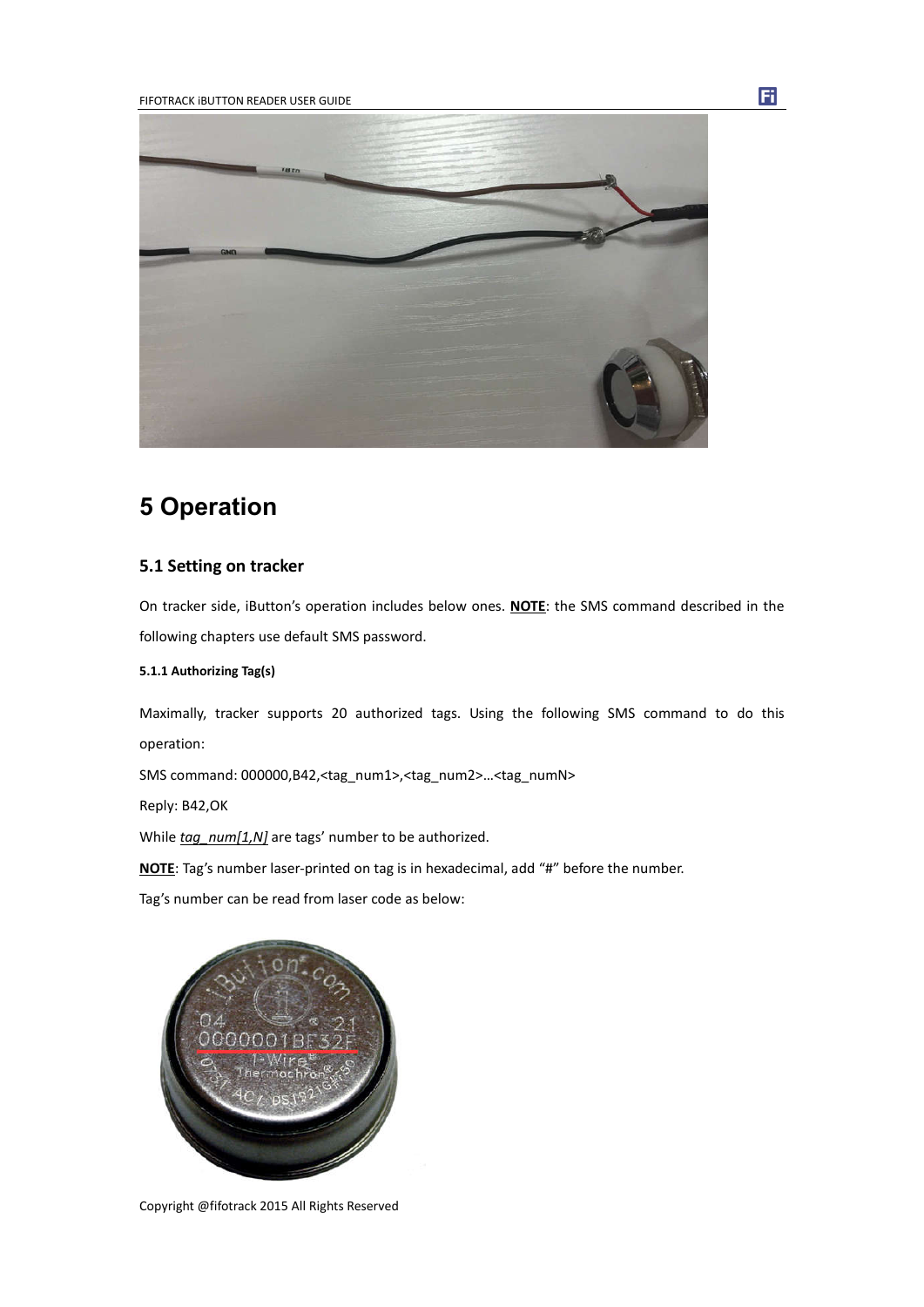# 5 Operation

## 5.1 Setting on tracker

On tracker side, iButton's operation includes below ones. **NOTE**: the SMS command described in the following chapters use default SMS password.

#### 5.1.1 Authorizing Tag(s)

Maximally, tracker supports 20 authorized tags. Using the following SMS command to do this operation:

SMS command: 000000,B42,<tag_num1>,<tag_num2>…<tag_numN>

Reply: B42,OK

While *tag_num[1,N]* are tags' number to be authorized.

**NOTE**: Tag's number laser-printed on tag is in hexadecimal, add "#" before the number.

Tag's number can be read from laser code as below: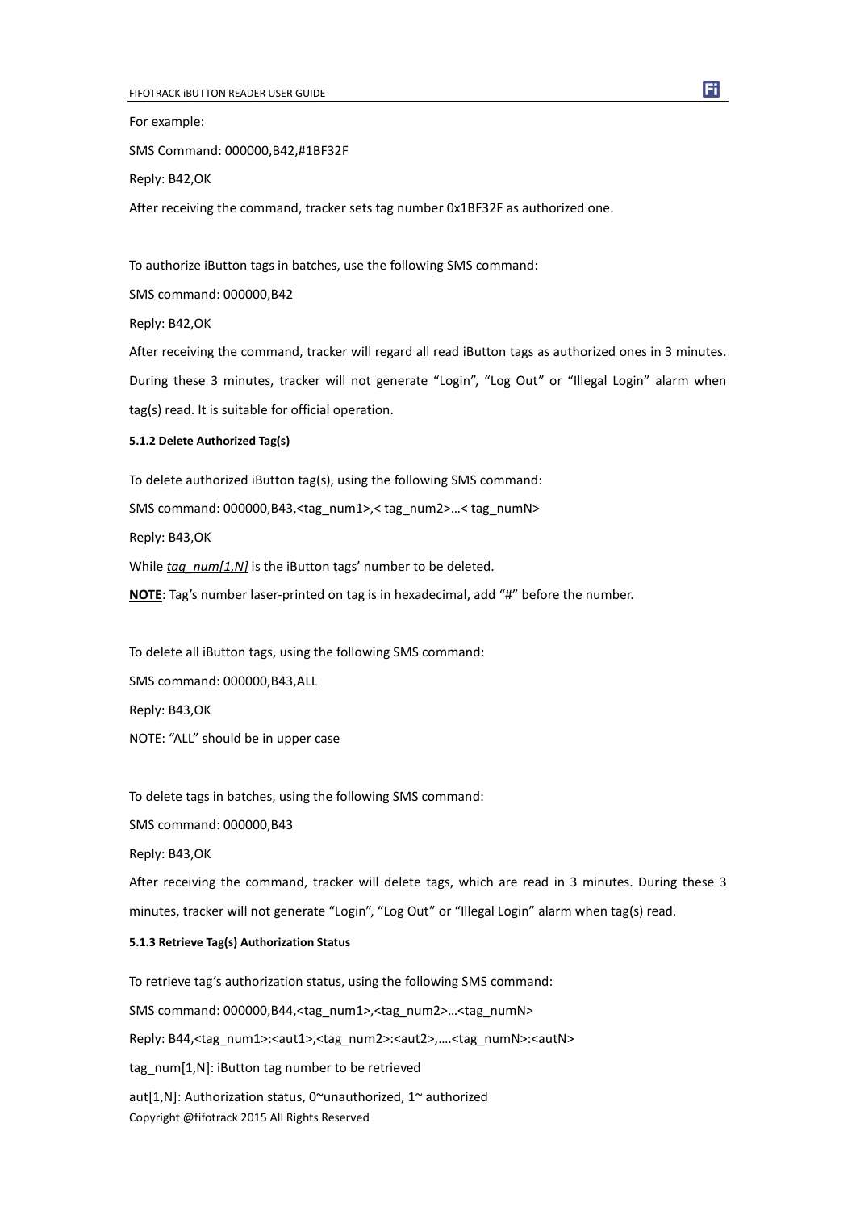For example:

SMS Command: 000000,B42,#1BF32F

Reply: B42,OK

After receiving the command, tracker sets tag number 0x1BF32F as authorized one.

To authorize iButton tags in batches, use the following SMS command:

SMS command: 000000,B42

Reply: B42,OK

After receiving the command, tracker will regard all read iButton tags as authorized ones in 3 minutes. During these 3 minutes, tracker will not generate “Login”, “Log Out” or “Illegal Login” alarm when tag(s) read. It is suitable for official operation.

#### 5.1.2 Delete Authorized Tag(s)

To delete authorized iButton tag(s), using the following SMS command:

SMS command: 000000,B43,<tag_num1>,< tag_num2>…< tag_numN>

Reply: B43,OK

While *tag_num[1,N]* is the iButton tags’ number to be deleted.

**NOTE**: Tag’s number laser-printed on tag is in hexadecimal, add “#” before the number.

To delete all iButton tags, using the following SMS command:

SMS command: 000000,B43,ALL

Reply: B43,OK

NOTE: “ALL” should be in upper case

To delete tags in batches, using the following SMS command:

SMS command: 000000,B43

Reply: B43,OK

After receiving the command, tracker will delete tags, which are read in 3 minutes. During these 3 minutes, tracker will not generate “Login”, “Log Out” or “Illegal Login” alarm when tag(s) read.

#### 5.1.3 Retrieve Tag(s) Authorization Status

To retrieve tag’s authorization status, using the following SMS command:

SMS command: 000000,B44,<tag_num1>,<tag_num2>…<tag_numN>

Reply: B44,<tag_num1>:<aut1>,<tag_num2>:<aut2>,….<tag_numN>:<autN>

tag_num[1,N]: iButton tag number to be retrieved

aut[1,N]: Authorization status, 0~unauthorized, 1~ authorized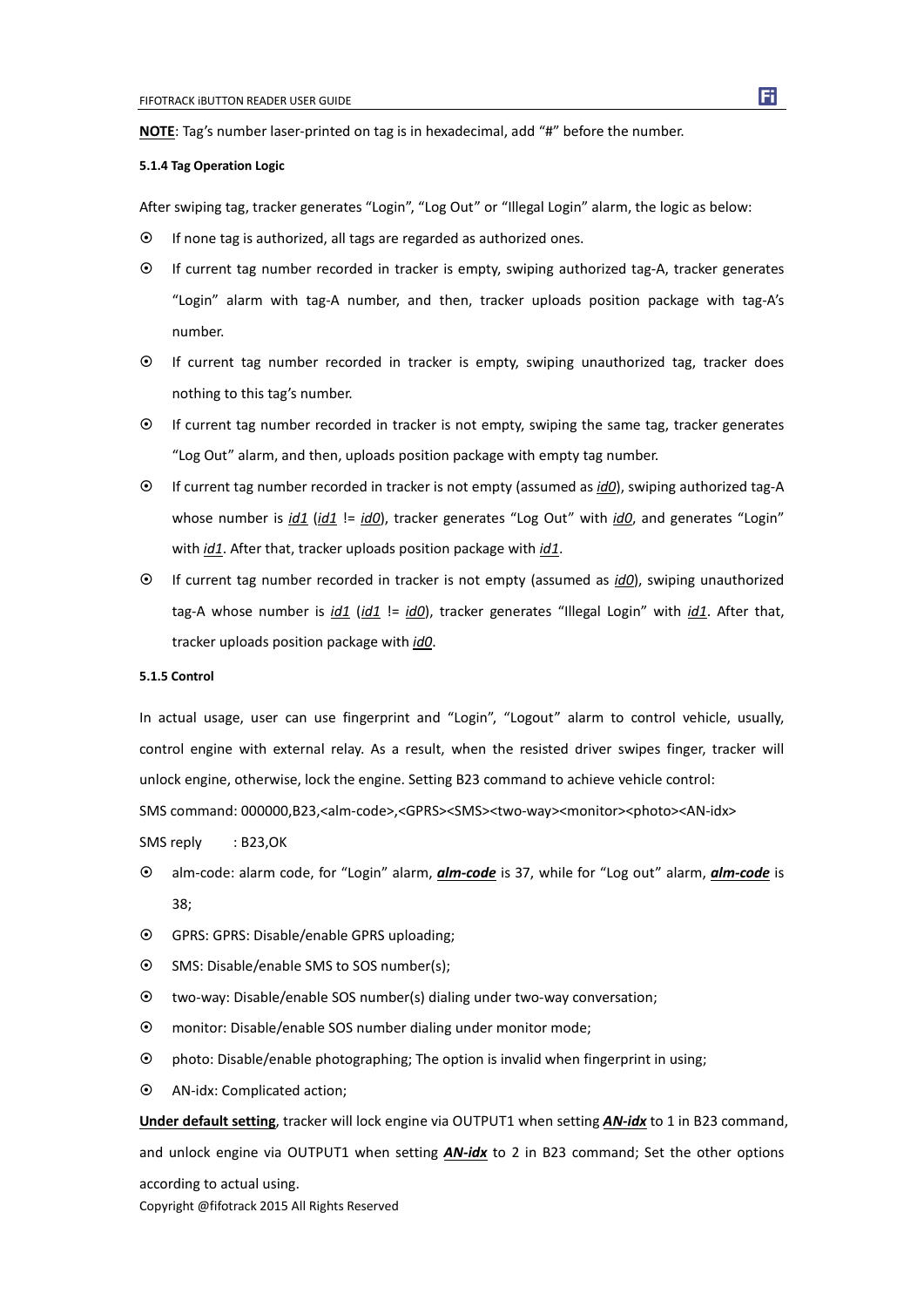**NOTE**: Tag's number laser-printed on tag is in hexadecimal, add "#" before the number.

#### 5.1.4 Tag Operation Logic

After swiping tag, tracker generates "Login", "Log Out" or "Illegal Login" alarm, the logic as below:

- If none tag is authorized, all tags are regarded as authorized ones.
- If current tag number recorded in tracker is empty, swiping authorized tag-A, tracker generates "Login" alarm with tag-A number, and then, tracker uploads position package with tag-A's number.
- If current tag number recorded in tracker is empty, swiping unauthorized tag, tracker does nothing to this tag's number.
- If current tag number recorded in tracker is not empty, swiping the same tag, tracker generates "Log Out" alarm, and then, uploads position package with empty tag number.
- If current tag number recorded in tracker is not empty (assumed as <u>*id0*</u>), swiping authorized tag-A whose number is <u>*id1*</u> (<u>*id1*</u> != <u>*id0*</u>), tracker generates "Log Out" with <u>*id0*</u>, and generates "Login" with <u>*id1*</u>. After that, tracker uploads position package with <u>*id1*</u>.
- If current tag number recorded in tracker is not empty (assumed as <u>*id0*</u>), swiping unauthorized tag-A whose number is <u>*id1*</u> (<u>*id1*</u> != <u>*id0*</u>), tracker generates "Illegal Login" with <u>*id1*</u>. After that, tracker uploads position package with <u>*id0*</u>.

#### 5.1.5 Control

In actual usage, user can use fingerprint and "Login", "Logout" alarm to control vehicle, usually, control engine with external relay. As a result, when the resisted driver swipes finger, tracker will unlock engine, otherwise, lock the engine. Setting B23 command to achieve vehicle control:

SMS command: 000000,B23,<alm-code>,<GPRS><SMS><two-way><monitor><photo><AN-idx>

SMS reply : B23,OK

- alm-code: alarm code, for "Login" alarm, <u>***alm-code***</u> is 37, while for "Log out" alarm, <u>***alm-code***</u> is 38;
- GPRS: GPRS: Disable/enable GPRS uploading;
- SMS: Disable/enable SMS to SOS number(s);
- two-way: Disable/enable SOS number(s) dialing under two-way conversation;
- monitor: Disable/enable SOS number dialing under monitor mode;
- photo: Disable/enable photographing; The option is invalid when fingerprint in using;
- AN-idx: Complicated action;

<u>**Under default setting**</u>, tracker will lock engine via OUTPUT1 when setting <u>***AN-idx***</u> to 1 in B23 command, and unlock engine via OUTPUT1 when setting <u>***AN-idx***</u> to 2 in B23 command; Set the other options according to actual using.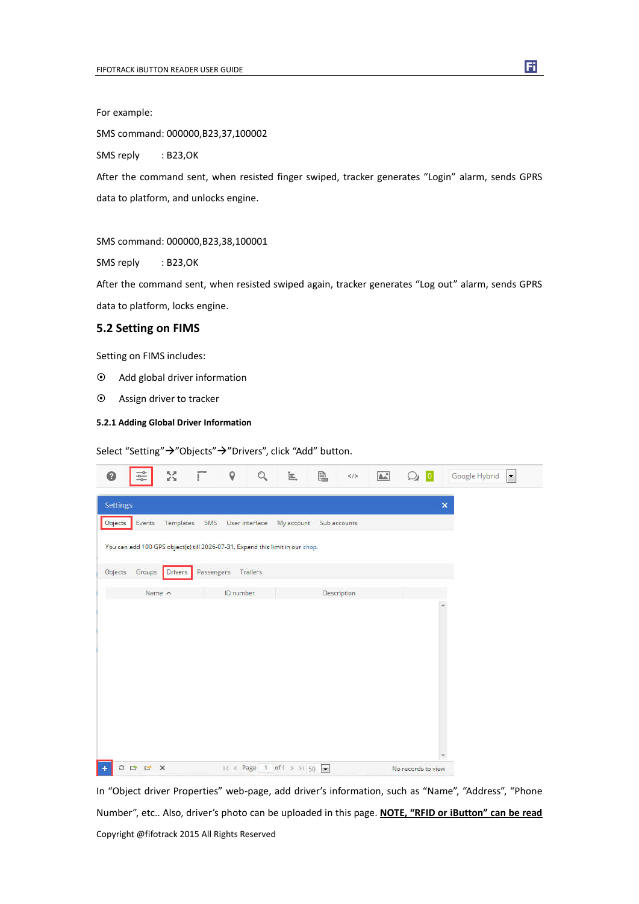For example:

SMS command: 000000,B23,37,100002

SMS reply : B23,OK

After the command sent, when resisted finger swiped, tracker generates "Login" alarm, sends GPRS data to platform, and unlocks engine.

SMS command: 000000,B23,38,100001

SMS reply : B23,OK

After the command sent, when resisted swiped again, tracker generates "Log out" alarm, sends GPRS data to platform, locks engine.

## 5.2 Setting on FIMS

Setting on FIMS includes:

- Add global driver information
- Assign driver to tracker

### 5.2.1 Adding Global Driver Information

Select "Setting"→"Objects"→"Drivers", click "Add" button.

In "Object driver Properties" web-page, add driver's information, such as "Name", "Address", "Phone Number", etc.. Also, driver's photo can be uploaded in this page. **NOTE, "RFID or iButton" can be read**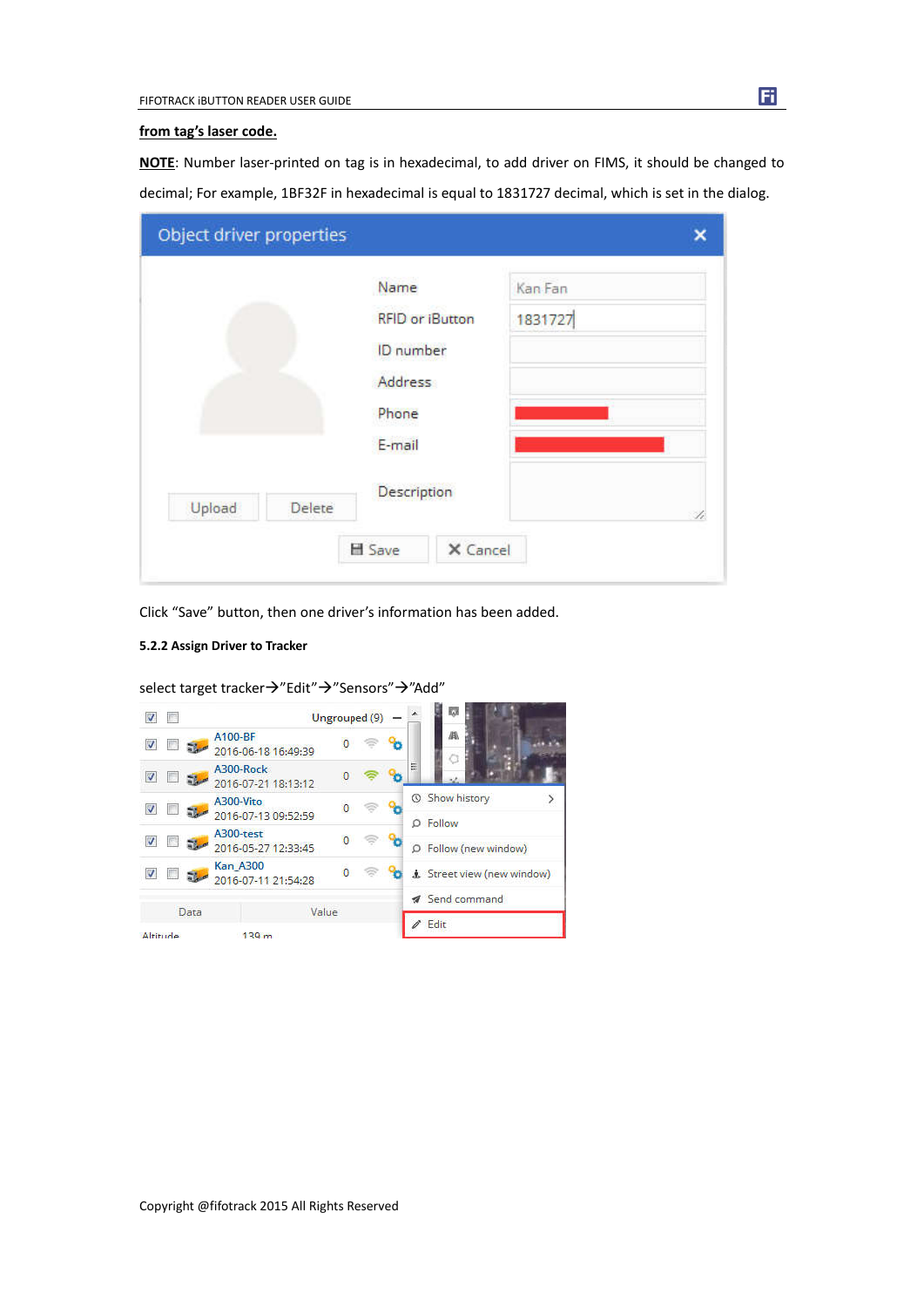**from tag's laser code.**

**NOTE**: Number laser-printed on tag is in hexadecimal, to add driver on FIMS, it should be changed to decimal; For example, 1BF32F in hexadecimal is equal to 1831727 decimal, which is set in the dialog.

Click "Save" button, then one driver's information has been added.

#### 5.2.2 Assign Driver to Tracker

select target tracker→"Edit"→"Sensors"→"Add"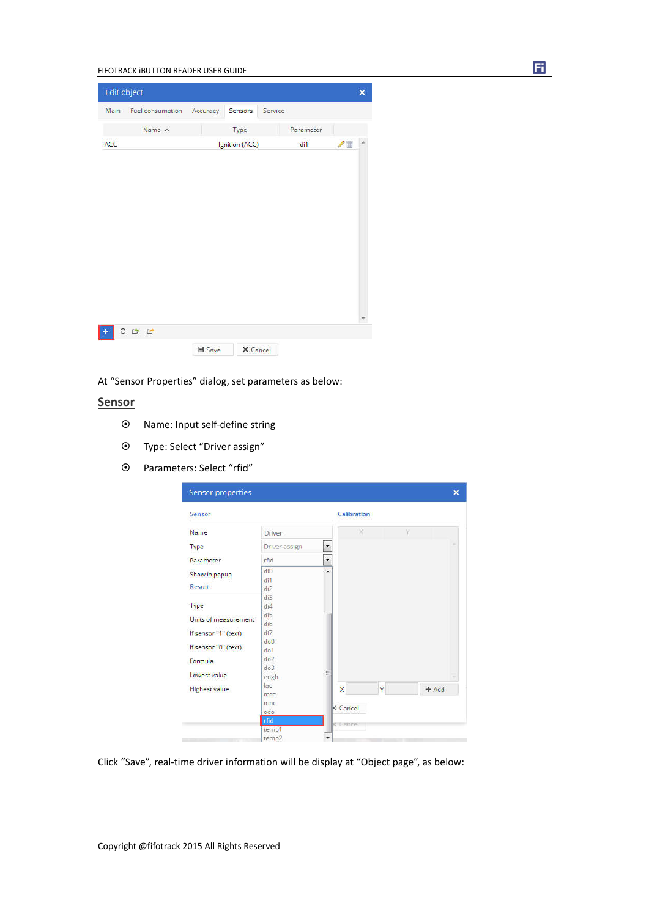At “Sensor Properties” dialog, set parameters as below:

## Sensor

- Name: Input self-define string
- Type: Select “Driver assign”
- Parameters: Select “rfid”

Click “Save”, real-time driver information will be display at “Object page”, as below: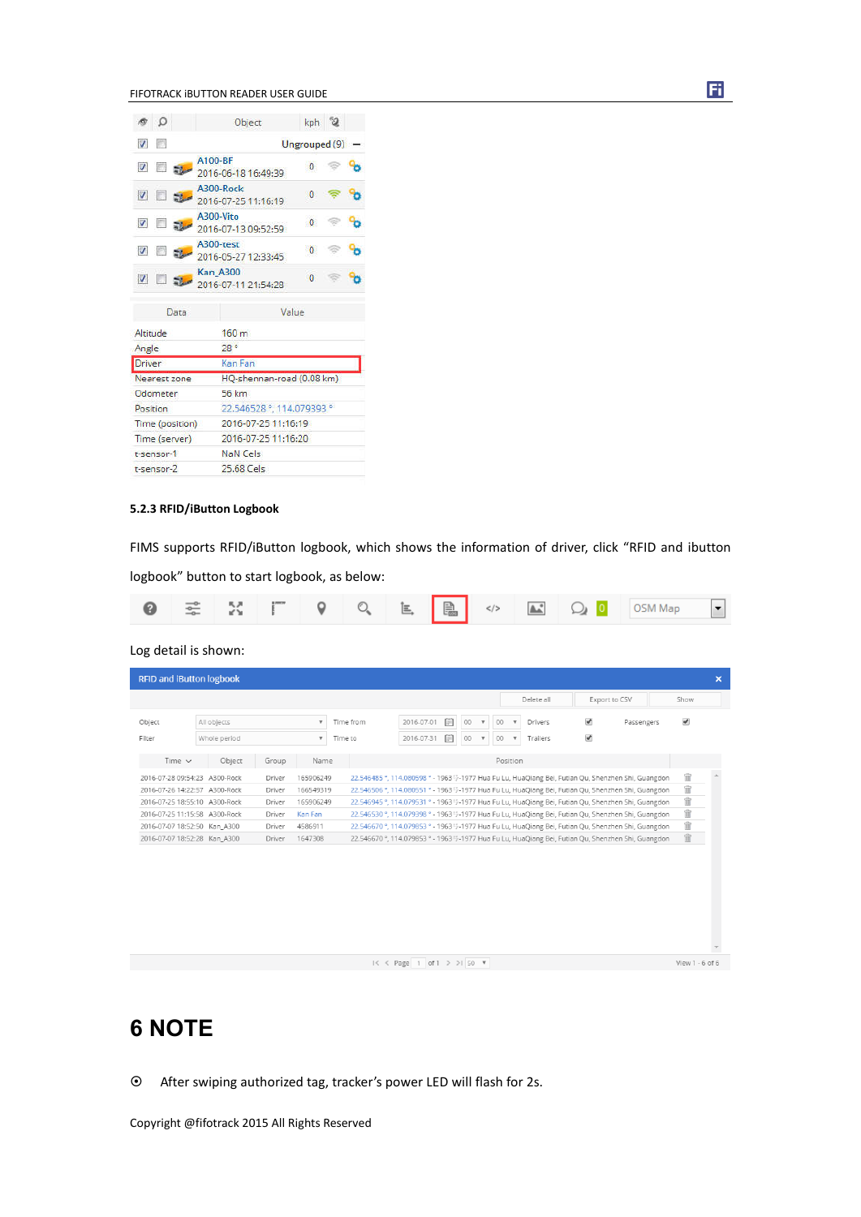| Object | kph |
|---|---|
| Ungrouped (9) | |
| A100-BF 2016-06-18 16:49:39 | 0 |
| A300-Rock 2016-07-25 11:16:19 | 0 |
| A300-Vito 2016-07-13 09:52:59 | 0 |
| A300-test 2016-05-27 12:33:45 | 0 |
| Kan_A300 2016-07-11 21:54:28 | 0 |

| Data | Value |
|---|---|
| Altitude | 160 m |
| Angle | 28 ° |
| Driver | Kan Fan |
| Nearest zone | HQ-shennan-road (0.08 km) |
| Odometer | 56 km |
| Position | 22.546528 °, 114.079393 ° |
| Time (position) | 2016-07-25 11:16:19 |
| Time (server) | 2016-07-25 11:16:20 |
| t-sensor-1 | NaN Cels |
| t-sensor-2 | 25.68 Cels |

### 5.2.3 RFID/iButton Logbook

FIMS supports RFID/iButton logbook, which shows the information of driver, click "RFID and ibutton logbook" button to start logbook, as below:

Log detail is shown:

**RFID and IButton logbook**

Delete all | Export to CSV | Show

Object: All objects | Time from: 2016-07-01 00 00 | Drivers ☑ | Passengers ☑
Filter: Whole period | Time to: 2016-07-31 00 00 | Trailers ☑

| Time | Object | Group | Name | Position |
|---|---|---|---|---|
| 2016-07-28 09:54:23 | A300-Rock | Driver | 165906249 | 22.546485 °, 114.080598 ° - 1963号-1977 Hua Fu Lu, HuaQiang Bei, Futian Qu, Shenzhen Shi, Guangdon |
| 2016-07-26 14:22:57 | A300-Rock | Driver | 166549319 | 22.546506 °, 114.080551 ° - 1963号-1977 Hua Fu Lu, HuaQiang Bei, Futian Qu, Shenzhen Shi, Guangdon |
| 2016-07-25 18:55:10 | A300-Rock | Driver | 165906249 | 22.546945 °, 114.079531 ° - 1963号-1977 Hua Fu Lu, HuaQiang Bei, Futian Qu, Shenzhen Shi, Guangdon |
| 2016-07-25 11:15:58 | A300-Rock | Driver | Kan Fan | 22.546530 °, 114.079398 ° - 1963号-1977 Hua Fu Lu, HuaQiang Bei, Futian Qu, Shenzhen Shi, Guangdon |
| 2016-07-07 18:52:50 | Kan_A300 | Driver | 4586911 | 22.546670 °, 114.079853 ° - 1963号-1977 Hua Fu Lu, HuaQiang Bei, Futian Qu, Shenzhen Shi, Guangdon |
| 2016-07-07 18:52:28 | Kan_A300 | Driver | 1647308 | 22.546670 °, 114.079853 ° - 1963号-1977 Hua Fu Lu, HuaQiang Bei, Futian Qu, Shenzhen Shi, Guangdon |

Page 1 of 1 | 50 | View 1 - 6 of 6

# 6 NOTE

⊙ After swiping authorized tag, tracker's power LED will flash for 2s.

Copyright @fifotrack 2015 All Rights Reserved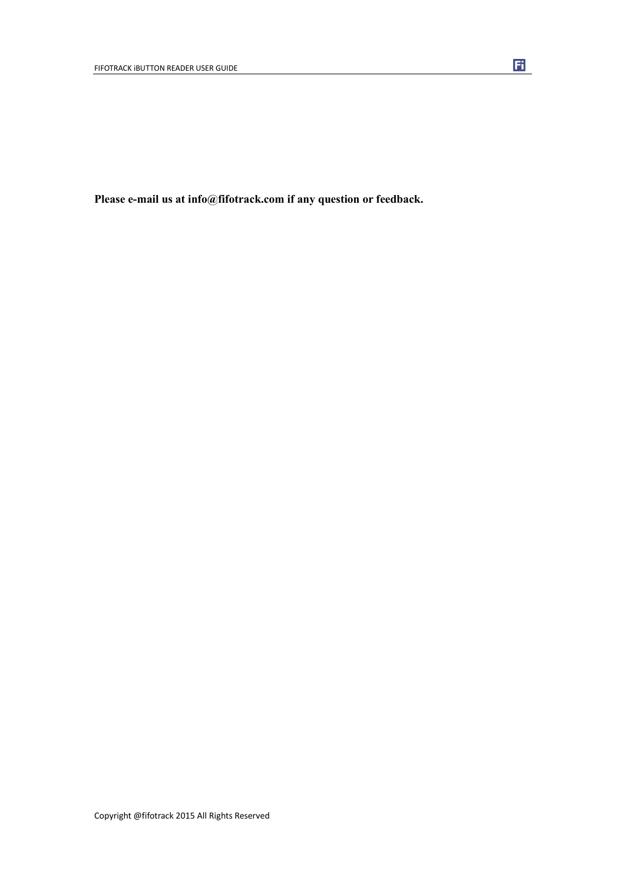**Please e-mail us at info@fifotrack.com if any question or feedback.**